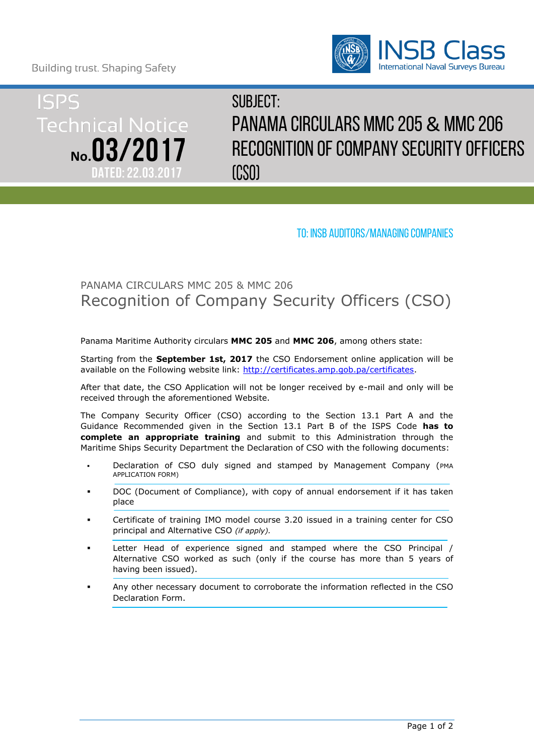Building trust. Shaping Safety

INSB Class
International Naval Surveys Bureau

# ISPS Technical Notice No.03/2017

DATED: 22.03.2017

## SUBJECT: PANAMA CIRCULARS MMC 205 & MMC 206 RECOGNITION OF COMPANY SECURITY OFFICERS (CSO)

TO: INSB AUDITORS/MANAGING COMPANIES

### PANAMA CIRCULARS MMC 205 & MMC 206
## Recognition of Company Security Officers (CSO)

Panama Maritime Authority circulars **MMC 205** and **MMC 206**, among others state:

Starting from the **September 1st, 2017** the CSO Endorsement online application will be available on the Following website link: http://certificates.amp.gob.pa/certificates.

After that date, the CSO Application will not be longer received by e-mail and only will be received through the aforementioned Website.

The Company Security Officer (CSO) according to the Section 13.1 Part A and the Guidance Recommended given in the Section 13.1 Part B of the ISPS Code **has to complete an appropriate training** and submit to this Administration through the Maritime Ships Security Department the Declaration of CSO with the following documents:

- Declaration of CSO duly signed and stamped by Management Company (PMA APPLICATION FORM)
- DOC (Document of Compliance), with copy of annual endorsement if it has taken place
- Certificate of training IMO model course 3.20 issued in a training center for CSO principal and Alternative CSO *(if apply).*
- Letter Head of experience signed and stamped where the CSO Principal / Alternative CSO worked as such (only if the course has more than 5 years of having been issued).
- Any other necessary document to corroborate the information reflected in the CSO Declaration Form.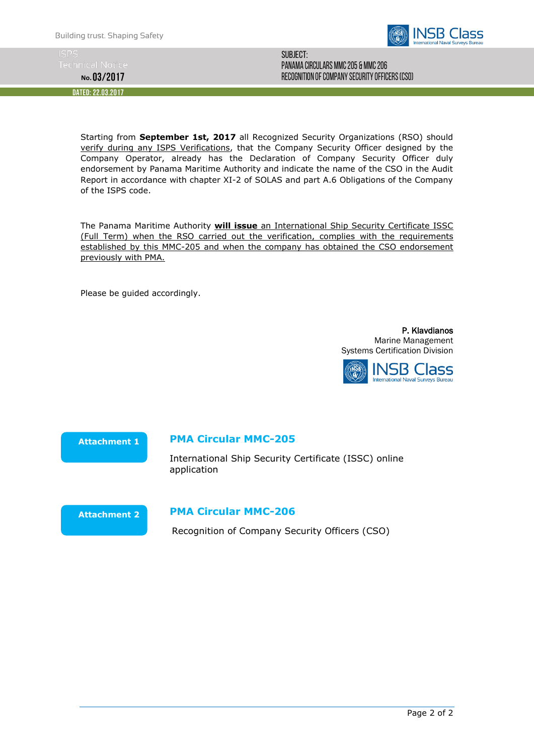**ISPS Technical Notice No. 03/2017**

**DATED: 22.03.2017**

**SUBJECT:**
**PANAMA CIRCULARS MMC 205 & MMC 206**
**RECOGNITION OF COMPANY SECURITY OFFICERS (CSO)**

Starting from **September 1st, 2017** all Recognized Security Organizations (RSO) should verify during any ISPS Verifications, that the Company Security Officer designed by the Company Operator, already has the Declaration of Company Security Officer duly endorsement by Panama Maritime Authority and indicate the name of the CSO in the Audit Report in accordance with chapter XI-2 of SOLAS and part A.6 Obligations of the Company of the ISPS code.

The Panama Maritime Authority **will issue** an International Ship Security Certificate ISSC (Full Term) when the RSO carried out the verification, complies with the requirements established by this MMC-205 and when the company has obtained the CSO endorsement previously with PMA.

Please be guided accordingly.

**P. Klavdianos**
Marine Management
Systems Certification Division

INSB Class
International Naval Surveys Bureau

**Attachment 1** — **PMA Circular MMC-205**

International Ship Security Certificate (ISSC) online application

**Attachment 2** — **PMA Circular MMC-206**

Recognition of Company Security Officers (CSO)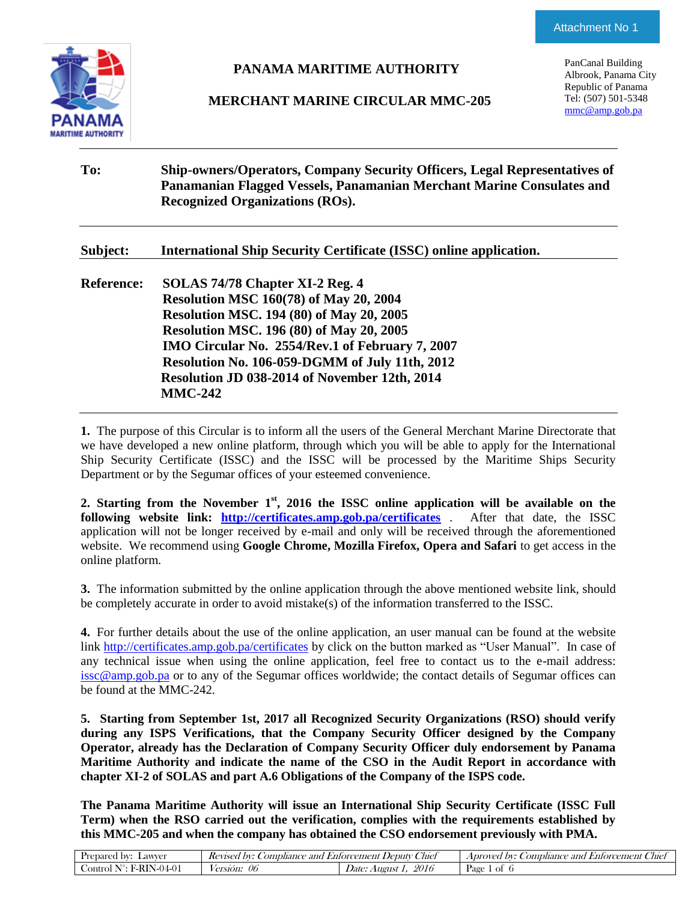Attachment No 1

# PANAMA MARITIME AUTHORITY

## MERCHANT MARINE CIRCULAR MMC-205

PanCanal Building
Albrook, Panama City
Republic of Panama
Tel: (507) 501-5348
mmc@amp.gob.pa

**To:** **Ship-owners/Operators, Company Security Officers, Legal Representatives of Panamanian Flagged Vessels, Panamanian Merchant Marine Consulates and Recognized Organizations (ROs).**

**Subject:** **International Ship Security Certificate (ISSC) online application.**

**Reference:**
**SOLAS 74/78 Chapter XI-2 Reg. 4**
**Resolution MSC 160(78) of May 20, 2004**
**Resolution MSC. 194 (80) of May 20, 2005**
**Resolution MSC. 196 (80) of May 20, 2005**
**IMO Circular No. 2554/Rev.1 of February 7, 2007**
**Resolution No. 106-059-DGMM of July 11th, 2012**
**Resolution JD 038-2014 of November 12th, 2014**
**MMC-242**

**1.** The purpose of this Circular is to inform all the users of the General Merchant Marine Directorate that we have developed a new online platform, through which you will be able to apply for the International Ship Security Certificate (ISSC) and the ISSC will be processed by the Maritime Ships Security Department or by the Segumar offices of your esteemed convenience.

**2. Starting from the November 1st, 2016 the ISSC online application will be available on the following website link: http://certificates.amp.gob.pa/certificates** . After that date, the ISSC application will not be longer received by e-mail and only will be received through the aforementioned website. We recommend using **Google Chrome, Mozilla Firefox, Opera and Safari** to get access in the online platform.

**3.** The information submitted by the online application through the above mentioned website link, should be completely accurate in order to avoid mistake(s) of the information transferred to the ISSC.

**4.** For further details about the use of the online application, an user manual can be found at the website link http://certificates.amp.gob.pa/certificates by click on the button marked as "User Manual". In case of any technical issue when using the online application, feel free to contact us to the e-mail address: issc@amp.gob.pa or to any of the Segumar offices worldwide; the contact details of Segumar offices can be found at the MMC-242.

**5. Starting from September 1st, 2017 all Recognized Security Organizations (RSO) should verify during any ISPS Verifications, that the Company Security Officer designed by the Company Operator, already has the Declaration of Company Security Officer duly endorsement by Panama Maritime Authority and indicate the name of the CSO in the Audit Report in accordance with chapter XI-2 of SOLAS and part A.6 Obligations of the Company of the ISPS code.**

**The Panama Maritime Authority will issue an International Ship Security Certificate (ISSC Full Term) when the RSO carried out the verification, complies with the requirements established by this MMC-205 and when the company has obtained the CSO endorsement previously with PMA.**

| Prepared by: Lawyer | *Revised by: Compliance and Enforcement Deputy Chief* | | *Aproved by: Compliance and Enforcement Chief* |
|---|---|---|---|
| Control N°: F-RIN-04-01 | *Versión: 06* | *Date: August 1, 2016* | |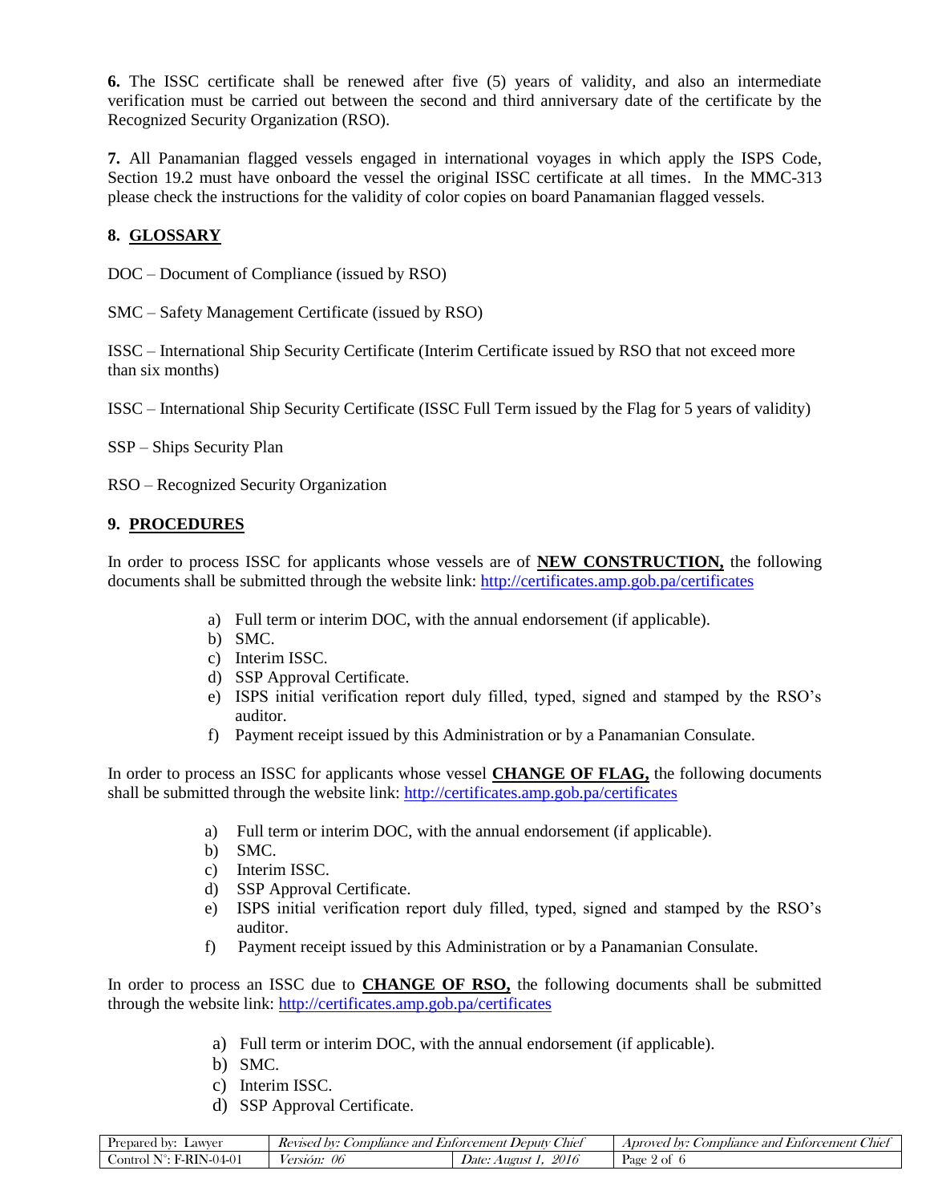**6.** The ISSC certificate shall be renewed after five (5) years of validity, and also an intermediate verification must be carried out between the second and third anniversary date of the certificate by the Recognized Security Organization (RSO).

**7.** All Panamanian flagged vessels engaged in international voyages in which apply the ISPS Code, Section 19.2 must have onboard the vessel the original ISSC certificate at all times. In the MMC-313 please check the instructions for the validity of color copies on board Panamanian flagged vessels.

## 8. GLOSSARY

DOC – Document of Compliance (issued by RSO)

SMC – Safety Management Certificate (issued by RSO)

ISSC – International Ship Security Certificate (Interim Certificate issued by RSO that not exceed more than six months)

ISSC – International Ship Security Certificate (ISSC Full Term issued by the Flag for 5 years of validity)

SSP – Ships Security Plan

RSO – Recognized Security Organization

## 9. PROCEDURES

In order to process ISSC for applicants whose vessels are of **NEW CONSTRUCTION,** the following documents shall be submitted through the website link: http://certificates.amp.gob.pa/certificates

a) Full term or interim DOC, with the annual endorsement (if applicable).
b) SMC.
c) Interim ISSC.
d) SSP Approval Certificate.
e) ISPS initial verification report duly filled, typed, signed and stamped by the RSO's auditor.
f) Payment receipt issued by this Administration or by a Panamanian Consulate.

In order to process an ISSC for applicants whose vessel **CHANGE OF FLAG,** the following documents shall be submitted through the website link: http://certificates.amp.gob.pa/certificates

a) Full term or interim DOC, with the annual endorsement (if applicable).
b) SMC.
c) Interim ISSC.
d) SSP Approval Certificate.
e) ISPS initial verification report duly filled, typed, signed and stamped by the RSO's auditor.
f) Payment receipt issued by this Administration or by a Panamanian Consulate.

In order to process an ISSC due to **CHANGE OF RSO,** the following documents shall be submitted through the website link: http://certificates.amp.gob.pa/certificates

a) Full term or interim DOC, with the annual endorsement (if applicable).
b) SMC.
c) Interim ISSC.
d) SSP Approval Certificate.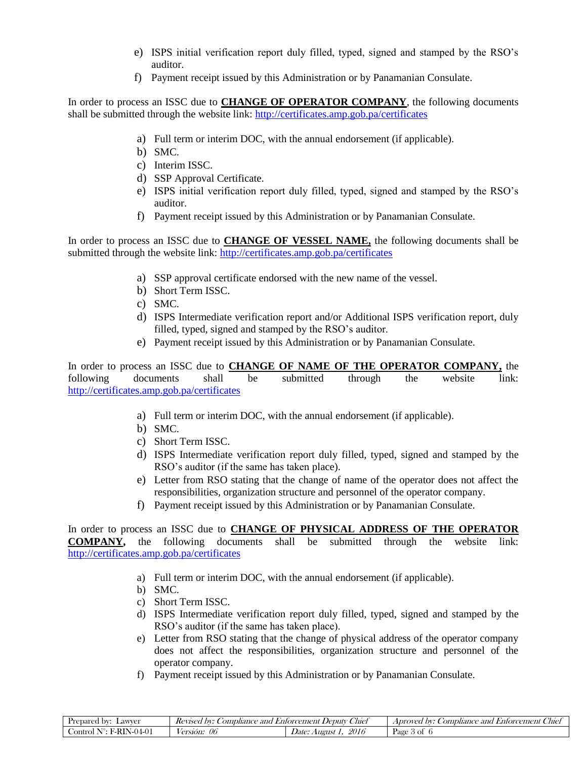e) ISPS initial verification report duly filled, typed, signed and stamped by the RSO's auditor.
f) Payment receipt issued by this Administration or by Panamanian Consulate.

In order to process an ISSC due to **CHANGE OF OPERATOR COMPANY**, the following documents shall be submitted through the website link: http://certificates.amp.gob.pa/certificates

a) Full term or interim DOC, with the annual endorsement (if applicable).
b) SMC.
c) Interim ISSC.
d) SSP Approval Certificate.
e) ISPS initial verification report duly filled, typed, signed and stamped by the RSO's auditor.
f) Payment receipt issued by this Administration or by Panamanian Consulate.

In order to process an ISSC due to **CHANGE OF VESSEL NAME,** the following documents shall be submitted through the website link: http://certificates.amp.gob.pa/certificates

a) SSP approval certificate endorsed with the new name of the vessel.
b) Short Term ISSC.
c) SMC.
d) ISPS Intermediate verification report and/or Additional ISPS verification report, duly filled, typed, signed and stamped by the RSO's auditor.
e) Payment receipt issued by this Administration or by Panamanian Consulate.

In order to process an ISSC due to **CHANGE OF NAME OF THE OPERATOR COMPANY,** the following documents shall be submitted through the website link: http://certificates.amp.gob.pa/certificates

a) Full term or interim DOC, with the annual endorsement (if applicable).
b) SMC.
c) Short Term ISSC.
d) ISPS Intermediate verification report duly filled, typed, signed and stamped by the RSO's auditor (if the same has taken place).
e) Letter from RSO stating that the change of name of the operator does not affect the responsibilities, organization structure and personnel of the operator company.
f) Payment receipt issued by this Administration or by Panamanian Consulate.

In order to process an ISSC due to **CHANGE OF PHYSICAL ADDRESS OF THE OPERATOR COMPANY,** the following documents shall be submitted through the website link: http://certificates.amp.gob.pa/certificates

a) Full term or interim DOC, with the annual endorsement (if applicable).
b) SMC.
c) Short Term ISSC.
d) ISPS Intermediate verification report duly filled, typed, signed and stamped by the RSO's auditor (if the same has taken place).
e) Letter from RSO stating that the change of physical address of the operator company does not affect the responsibilities, organization structure and personnel of the operator company.
f) Payment receipt issued by this Administration or by Panamanian Consulate.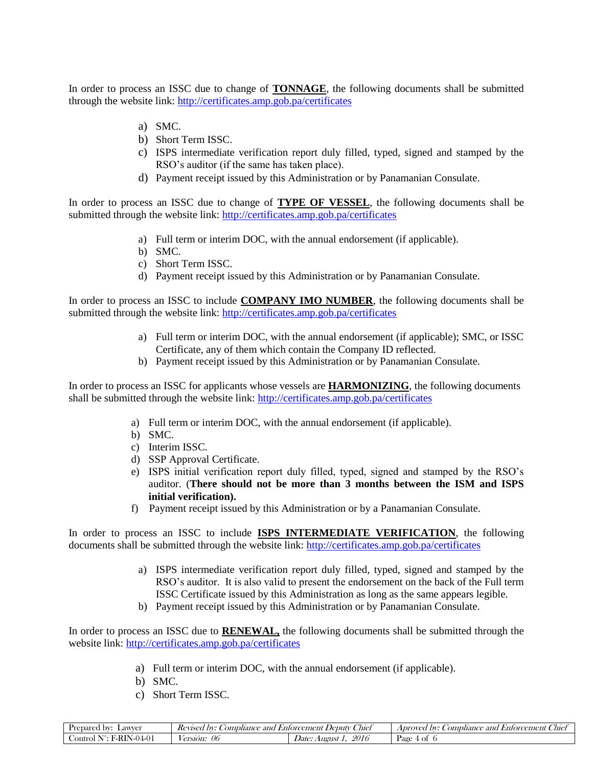In order to process an ISSC due to change of **TONNAGE**, the following documents shall be submitted through the website link: http://certificates.amp.gob.pa/certificates

a) SMC.
b) Short Term ISSC.
c) ISPS intermediate verification report duly filled, typed, signed and stamped by the RSO's auditor (if the same has taken place).
d) Payment receipt issued by this Administration or by Panamanian Consulate.

In order to process an ISSC due to change of **TYPE OF VESSEL**, the following documents shall be submitted through the website link: http://certificates.amp.gob.pa/certificates

a) Full term or interim DOC, with the annual endorsement (if applicable).
b) SMC.
c) Short Term ISSC.
d) Payment receipt issued by this Administration or by Panamanian Consulate.

In order to process an ISSC to include **COMPANY IMO NUMBER**, the following documents shall be submitted through the website link: http://certificates.amp.gob.pa/certificates

a) Full term or interim DOC, with the annual endorsement (if applicable); SMC, or ISSC Certificate, any of them which contain the Company ID reflected.
b) Payment receipt issued by this Administration or by Panamanian Consulate.

In order to process an ISSC for applicants whose vessels are **HARMONIZING**, the following documents shall be submitted through the website link: http://certificates.amp.gob.pa/certificates

a) Full term or interim DOC, with the annual endorsement (if applicable).
b) SMC.
c) Interim ISSC.
d) SSP Approval Certificate.
e) ISPS initial verification report duly filled, typed, signed and stamped by the RSO's auditor. (**There should not be more than 3 months between the ISM and ISPS initial verification).**
f) Payment receipt issued by this Administration or by a Panamanian Consulate.

In order to process an ISSC to include **ISPS INTERMEDIATE VERIFICATION**, the following documents shall be submitted through the website link: http://certificates.amp.gob.pa/certificates

a) ISPS intermediate verification report duly filled, typed, signed and stamped by the RSO's auditor. It is also valid to present the endorsement on the back of the Full term ISSC Certificate issued by this Administration as long as the same appears legible.
b) Payment receipt issued by this Administration or by Panamanian Consulate.

In order to process an ISSC due to **RENEWAL,** the following documents shall be submitted through the website link: http://certificates.amp.gob.pa/certificates

a) Full term or interim DOC, with the annual endorsement (if applicable).
b) SMC.
c) Short Term ISSC.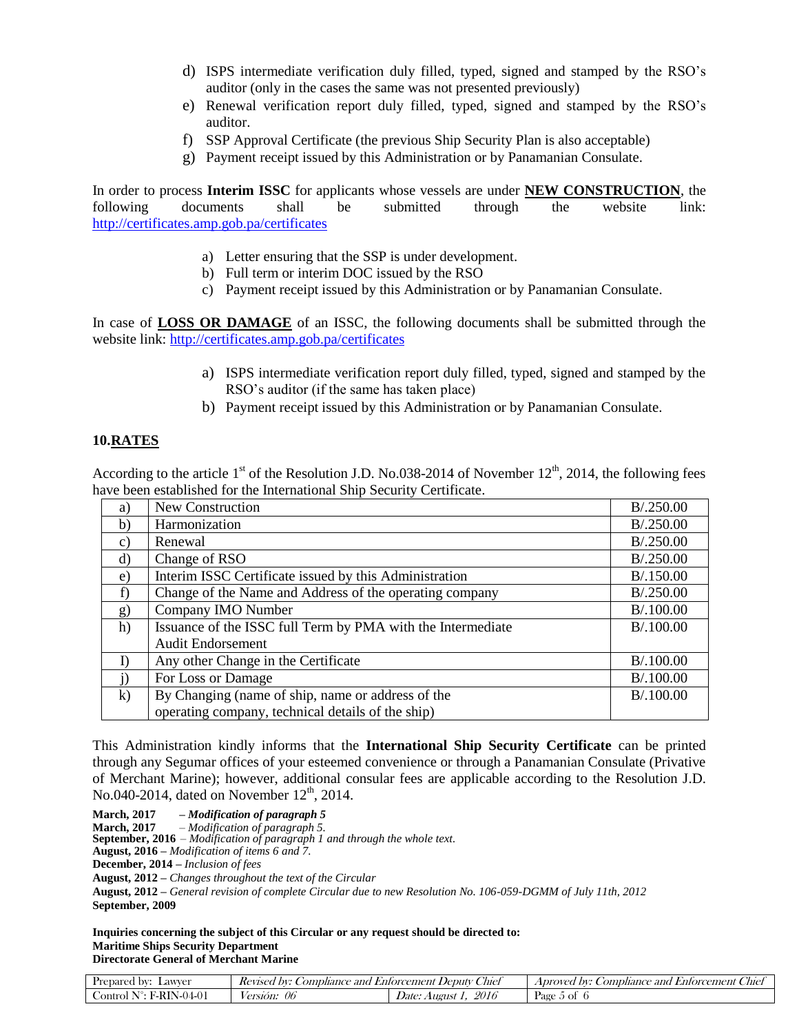d) ISPS intermediate verification duly filled, typed, signed and stamped by the RSO's auditor (only in the cases the same was not presented previously)
e) Renewal verification report duly filled, typed, signed and stamped by the RSO's auditor.
f) SSP Approval Certificate (the previous Ship Security Plan is also acceptable)
g) Payment receipt issued by this Administration or by Panamanian Consulate.

In order to process **Interim ISSC** for applicants whose vessels are under **NEW CONSTRUCTION**, the following documents shall be submitted through the website link: http://certificates.amp.gob.pa/certificates

a) Letter ensuring that the SSP is under development.
b) Full term or interim DOC issued by the RSO
c) Payment receipt issued by this Administration or by Panamanian Consulate.

In case of **LOSS OR DAMAGE** of an ISSC, the following documents shall be submitted through the website link: http://certificates.amp.gob.pa/certificates

a) ISPS intermediate verification report duly filled, typed, signed and stamped by the RSO's auditor (if the same has taken place)
b) Payment receipt issued by this Administration or by Panamanian Consulate.

## 10. RATES

According to the article 1st of the Resolution J.D. No.038-2014 of November 12th, 2014, the following fees have been established for the International Ship Security Certificate.

| | | |
|---|---|---|
| a) | New Construction | B/.250.00 |
| b) | Harmonization | B/.250.00 |
| c) | Renewal | B/.250.00 |
| d) | Change of RSO | B/.250.00 |
| e) | Interim ISSC Certificate issued by this Administration | B/.150.00 |
| f) | Change of the Name and Address of the operating company | B/.250.00 |
| g) | Company IMO Number | B/.100.00 |
| h) | Issuance of the ISSC full Term by PMA with the Intermediate Audit Endorsement | B/.100.00 |
| I) | Any other Change in the Certificate | B/.100.00 |
| j) | For Loss or Damage | B/.100.00 |
| k) | By Changing (name of ship, name or address of the operating company, technical details of the ship) | B/.100.00 |

This Administration kindly informs that the **International Ship Security Certificate** can be printed through any Segumar offices of your esteemed convenience or through a Panamanian Consulate (Privative of Merchant Marine); however, additional consular fees are applicable according to the Resolution J.D. No.040-2014, dated on November 12th, 2014.

**March, 2017** – ***Modification of paragraph 5***
**March, 2017** – *Modification of paragraph 5.*
**September, 2016** – *Modification of paragraph 1 and through the whole text.*
**August, 2016** – *Modification of items 6 and 7.*
**December, 2014** – *Inclusion of fees*
**August, 2012** – *Changes throughout the text of the Circular*
**August, 2012** – *General revision of complete Circular due to new Resolution No. 106-059-DGMM of July 11th, 2012*
**September, 2009**

**Inquiries concerning the subject of this Circular or any request should be directed to:**
**Maritime Ships Security Department**
**Directorate General of Merchant Marine**

| Prepared by: Lawyer | *Revised by: Compliance and Enforcement Deputy Chief* | | *Aproved by: Compliance and Enforcement Chief* |
|---|---|---|---|
| Control N°: F-RIN-04-01 | *Versión: 06* | *Date: August 1, 2016* | |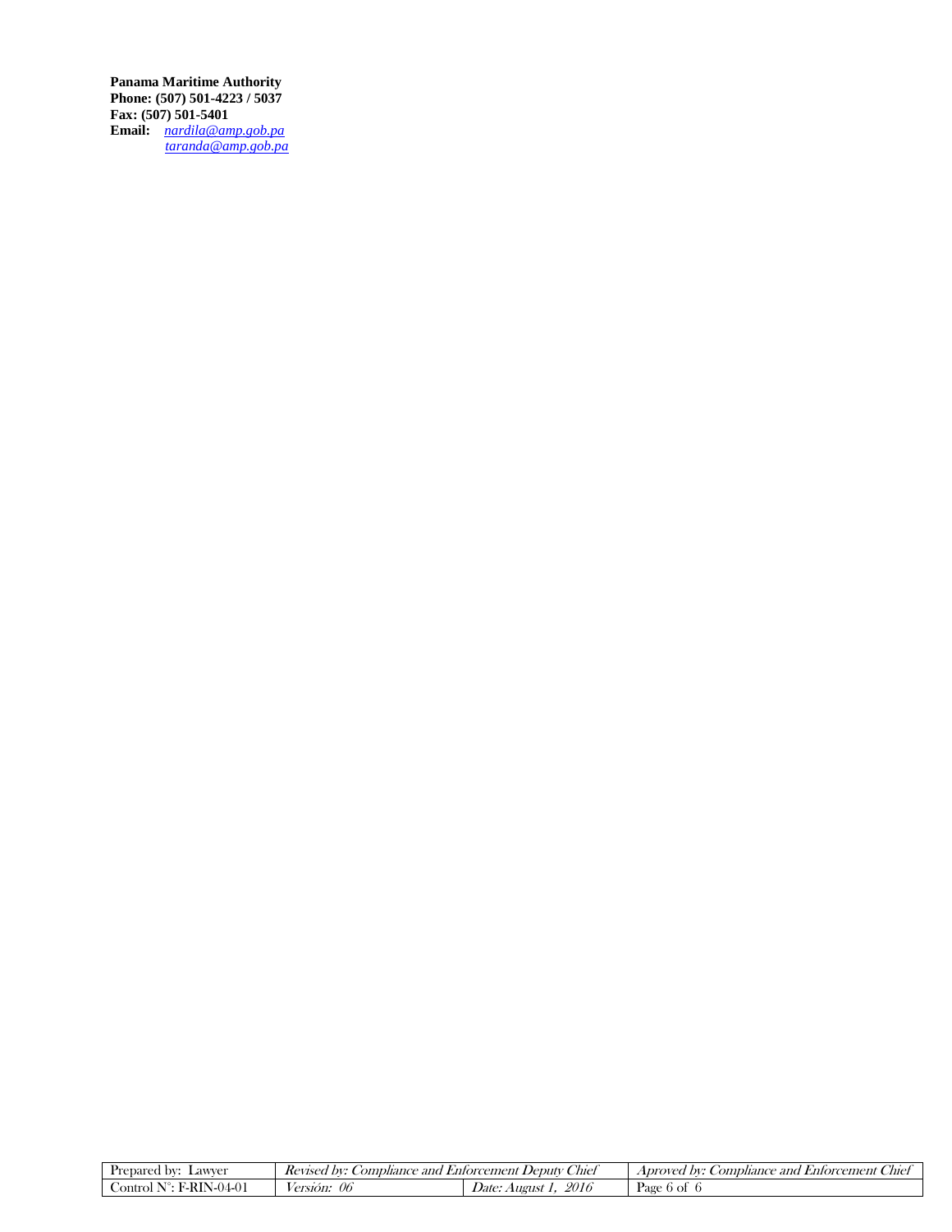**Panama Maritime Authority**
**Phone: (507) 501-4223 / 5037**
**Fax: (507) 501-5401**
**Email:** *nardila@amp.gob.pa*
*taranda@amp.gob.pa*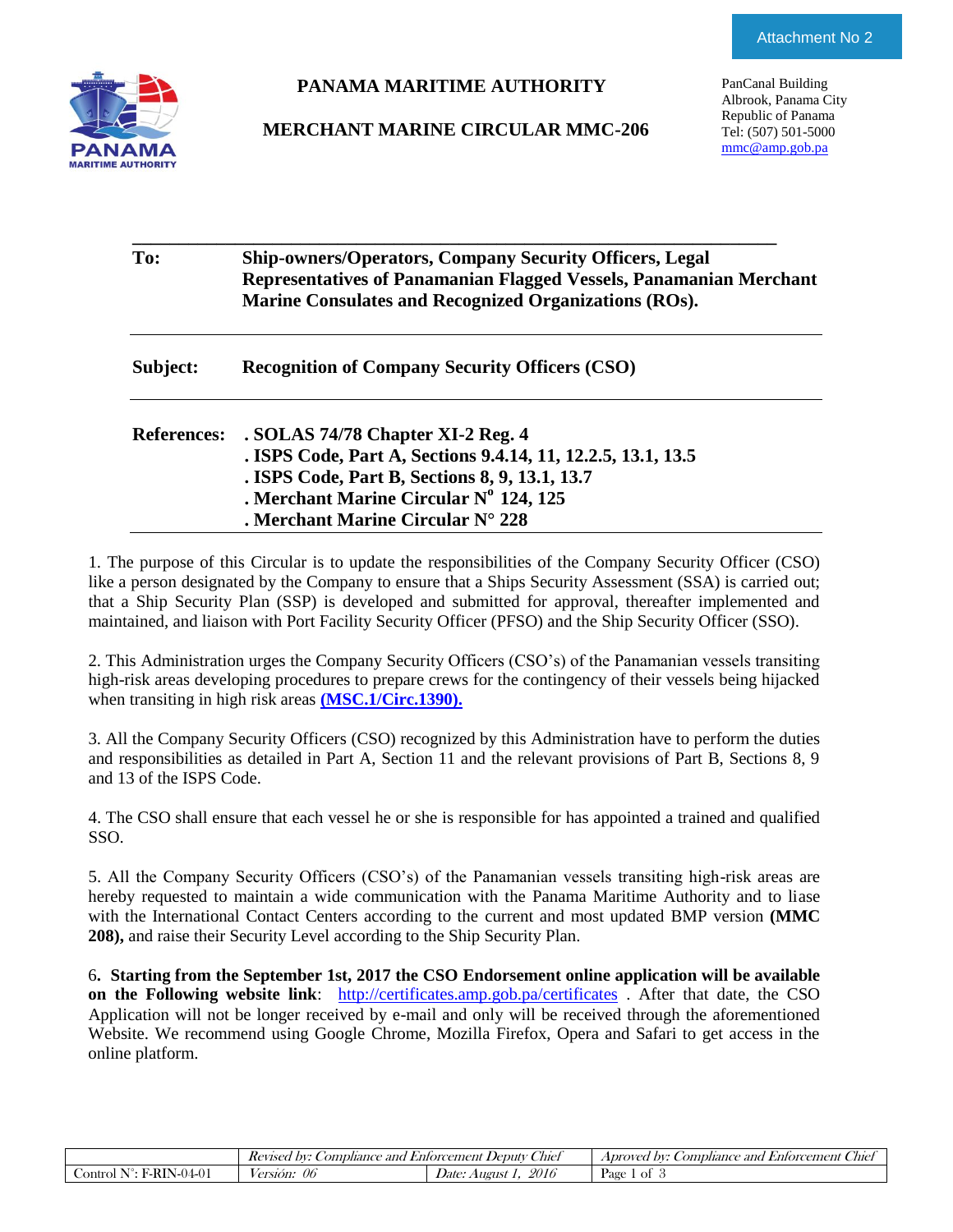Attachment No 2

# PANAMA MARITIME AUTHORITY

## MERCHANT MARINE CIRCULAR MMC-206

PanCanal Building
Albrook, Panama City
Republic of Panama
Tel: (507) 501-5000
mmc@amp.gob.pa

| | |
|---|---|
| **To:** | **Ship-owners/Operators, Company Security Officers, Legal Representatives of Panamanian Flagged Vessels, Panamanian Merchant Marine Consulates and Recognized Organizations (ROs).** |
| **Subject:** | **Recognition of Company Security Officers (CSO)** |
| **References:** | **. SOLAS 74/78 Chapter XI-2 Reg. 4**<br>**. ISPS Code, Part A, Sections 9.4.14, 11, 12.2.5, 13.1, 13.5**<br>**. ISPS Code, Part B, Sections 8, 9, 13.1, 13.7**<br>**. Merchant Marine Circular N° 124, 125**<br>**. Merchant Marine Circular N° 228** |

1. The purpose of this Circular is to update the responsibilities of the Company Security Officer (CSO) like a person designated by the Company to ensure that a Ships Security Assessment (SSA) is carried out; that a Ship Security Plan (SSP) is developed and submitted for approval, thereafter implemented and maintained, and liaison with Port Facility Security Officer (PFSO) and the Ship Security Officer (SSO).

2. This Administration urges the Company Security Officers (CSO's) of the Panamanian vessels transiting high-risk areas developing procedures to prepare crews for the contingency of their vessels being hijacked when transiting in high risk areas **(MSC.1/Circ.1390).**

3. All the Company Security Officers (CSO) recognized by this Administration have to perform the duties and responsibilities as detailed in Part A, Section 11 and the relevant provisions of Part B, Sections 8, 9 and 13 of the ISPS Code.

4. The CSO shall ensure that each vessel he or she is responsible for has appointed a trained and qualified SSO.

5. All the Company Security Officers (CSO's) of the Panamanian vessels transiting high-risk areas are hereby requested to maintain a wide communication with the Panama Maritime Authority and to liase with the International Contact Centers according to the current and most updated BMP version **(MMC 208),** and raise their Security Level according to the Ship Security Plan.

6**. Starting from the September 1st, 2017 the CSO Endorsement online application will be available on the Following website link**: http://certificates.amp.gob.pa/certificates . After that date, the CSO Application will not be longer received by e-mail and only will be received through the aforementioned Website. We recommend using Google Chrome, Mozilla Firefox, Opera and Safari to get access in the online platform.

| | Revised by: Compliance and Enforcement Deputy Chief | | Aproved by: Compliance and Enforcement Chief |
|---|---|---|---|
| Control N°: F-RIN-04-01 | Versión: 06 | Date: August 1, 2016 | |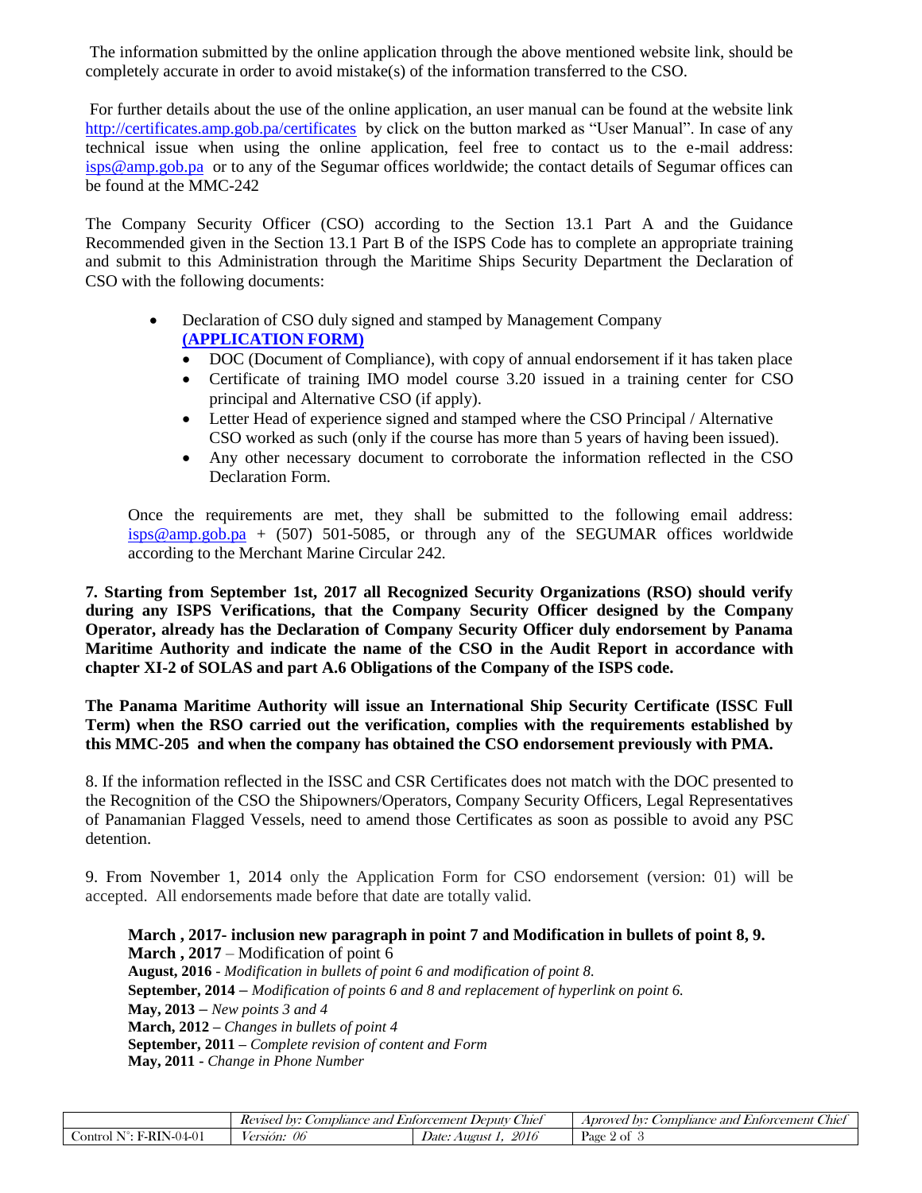The information submitted by the online application through the above mentioned website link, should be completely accurate in order to avoid mistake(s) of the information transferred to the CSO.

For further details about the use of the online application, an user manual can be found at the website link http://certificates.amp.gob.pa/certificates by click on the button marked as "User Manual". In case of any technical issue when using the online application, feel free to contact us to the e-mail address: isps@amp.gob.pa or to any of the Segumar offices worldwide; the contact details of Segumar offices can be found at the MMC-242

The Company Security Officer (CSO) according to the Section 13.1 Part A and the Guidance Recommended given in the Section 13.1 Part B of the ISPS Code has to complete an appropriate training and submit to this Administration through the Maritime Ships Security Department the Declaration of CSO with the following documents:

- Declaration of CSO duly signed and stamped by Management Company **(APPLICATION FORM)**
  - DOC (Document of Compliance), with copy of annual endorsement if it has taken place
  - Certificate of training IMO model course 3.20 issued in a training center for CSO principal and Alternative CSO (if apply).
  - Letter Head of experience signed and stamped where the CSO Principal / Alternative CSO worked as such (only if the course has more than 5 years of having been issued).
  - Any other necessary document to corroborate the information reflected in the CSO Declaration Form.

Once the requirements are met, they shall be submitted to the following email address: isps@amp.gob.pa + (507) 501-5085, or through any of the SEGUMAR offices worldwide according to the Merchant Marine Circular 242.

**7. Starting from September 1st, 2017 all Recognized Security Organizations (RSO) should verify during any ISPS Verifications, that the Company Security Officer designed by the Company Operator, already has the Declaration of Company Security Officer duly endorsement by Panama Maritime Authority and indicate the name of the CSO in the Audit Report in accordance with chapter XI-2 of SOLAS and part A.6 Obligations of the Company of the ISPS code.**

**The Panama Maritime Authority will issue an International Ship Security Certificate (ISSC Full Term) when the RSO carried out the verification, complies with the requirements established by this MMC-205 and when the company has obtained the CSO endorsement previously with PMA.**

8. If the information reflected in the ISSC and CSR Certificates does not match with the DOC presented to the Recognition of the CSO the Shipowners/Operators, Company Security Officers, Legal Representatives of Panamanian Flagged Vessels, need to amend those Certificates as soon as possible to avoid any PSC detention.

9. From November 1, 2014 only the Application Form for CSO endorsement (version: 01) will be accepted. All endorsements made before that date are totally valid.

**March , 2017- inclusion new paragraph in point 7 and Modification in bullets of point 8, 9.**
**March , 2017** – Modification of point 6
**August, 2016** - *Modification in bullets of point 6 and modification of point 8.*
**September, 2014 –** *Modification of points 6 and 8 and replacement of hyperlink on point 6.*
**May, 2013 –** *New points 3 and 4*
**March, 2012 –** *Changes in bullets of point 4*
**September, 2011 –** *Complete revision of content and Form*
**May, 2011 -** *Change in Phone Number*

| | *Revised by: Compliance and Enforcement Deputy Chief* | | *Aproved by: Compliance and Enforcement Chief* |
|---|---|---|---|
| Control N°: F-RIN-04-01 | *Versión: 06* | *Date: August 1, 2016* | |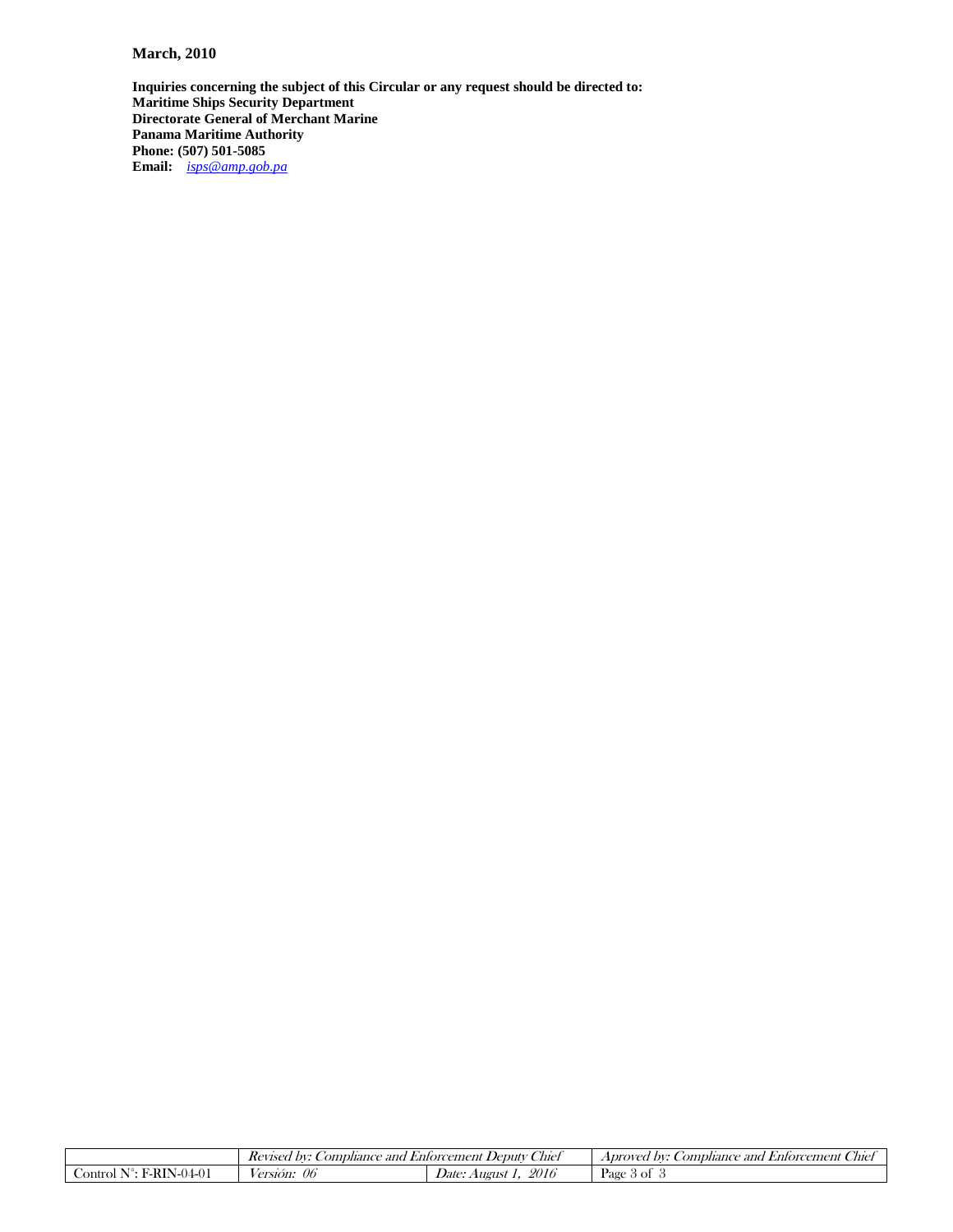**March, 2010**

**Inquiries concerning the subject of this Circular or any request should be directed to:**
**Maritime Ships Security Department**
**Directorate General of Merchant Marine**
**Panama Maritime Authority**
**Phone: (507) 501-5085**
**Email:** [isps@amp.gob.pa](mailto:isps@amp.gob.pa)